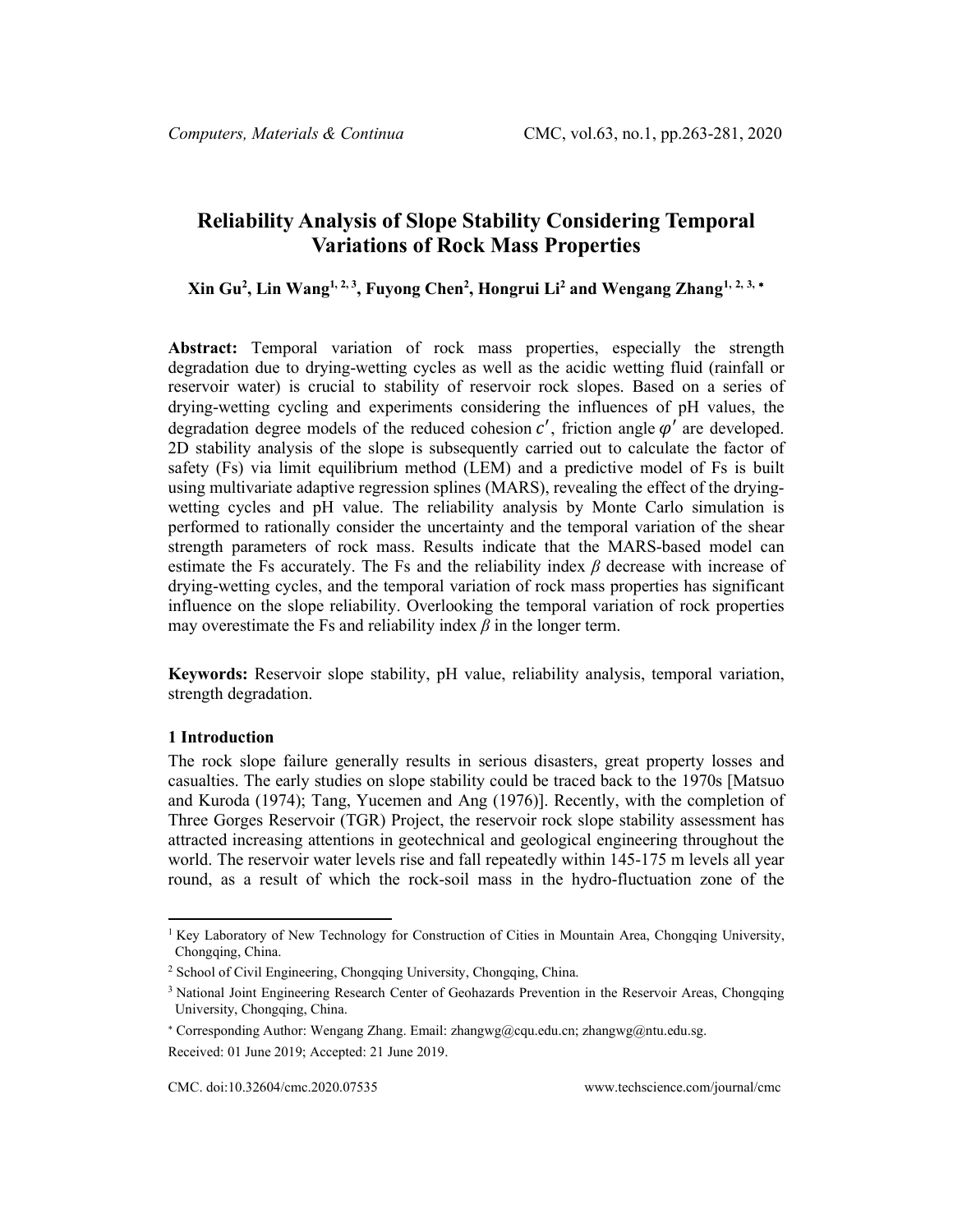# Reliability Analysis of Slope Stability Considering Temporal Variations of Rock Mass Properties

**Xin Gu[2], Lin Wang[1, 2, 3], Fuyong Chen[2], Hongrui Li[2] and Wengang Zhang[1, 2, 3, *]**

**Abstract:** Temporal variation of rock mass properties, especially the strength degradation due to drying-wetting cycles as well as the acidic wetting fluid (rainfall or reservoir water) is crucial to stability of reservoir rock slopes. Based on a series of drying-wetting cycling and experiments considering the influences of pH values, the degradation degree models of the reduced cohesion $c'$, friction angle $\varphi'$ are developed. 2D stability analysis of the slope is subsequently carried out to calculate the factor of safety (Fs) via limit equilibrium method (LEM) and a predictive model of Fs is built using multivariate adaptive regression splines (MARS), revealing the effect of the drying-wetting cycles and pH value. The reliability analysis by Monte Carlo simulation is performed to rationally consider the uncertainty and the temporal variation of the shear strength parameters of rock mass. Results indicate that the MARS-based model can estimate the Fs accurately. The Fs and the reliability index $\beta$ decrease with increase of drying-wetting cycles, and the temporal variation of rock mass properties has significant influence on the slope reliability. Overlooking the temporal variation of rock properties may overestimate the Fs and reliability index $\beta$ in the longer term.

**Keywords:** Reservoir slope stability, pH value, reliability analysis, temporal variation, strength degradation.

## 1 Introduction

The rock slope failure generally results in serious disasters, great property losses and casualties. The early studies on slope stability could be traced back to the 1970s [Matsuo and Kuroda (1974); Tang, Yucemen and Ang (1976)]. Recently, with the completion of Three Gorges Reservoir (TGR) Project, the reservoir rock slope stability assessment has attracted increasing attentions in geotechnical and geological engineering throughout the world. The reservoir water levels rise and fall repeatedly within 145-175 m levels all year round, as a result of which the rock-soil mass in the hydro-fluctuation zone of the

---

[1] Key Laboratory of New Technology for Construction of Cities in Mountain Area, Chongqing University, Chongqing, China.

[2] School of Civil Engineering, Chongqing University, Chongqing, China.

[3] National Joint Engineering Research Center of Geohazards Prevention in the Reservoir Areas, Chongqing University, Chongqing, China.

[*] Corresponding Author: Wengang Zhang. Email: zhangwg@cqu.edu.cn; zhangwg@ntu.edu.sg.

Received: 01 June 2019; Accepted: 21 June 2019.

CMC. doi:10.32604/cmc.2020.07535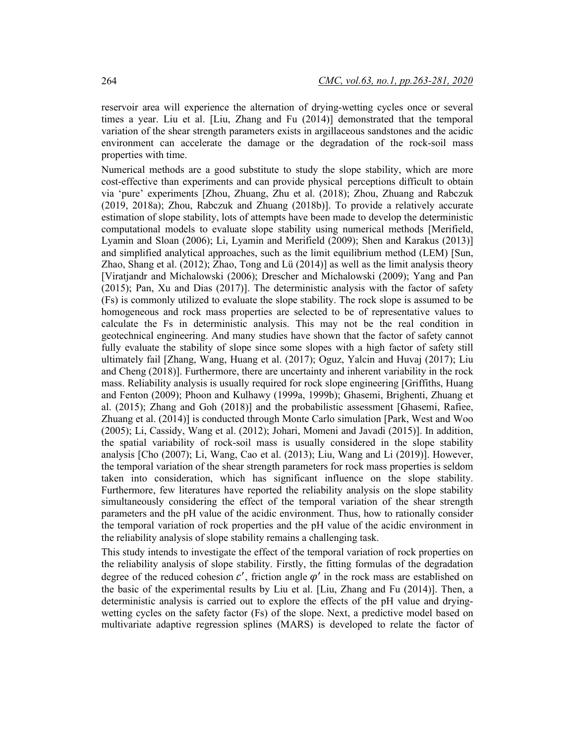reservoir area will experience the alternation of drying-wetting cycles once or several times a year. Liu et al. [Liu, Zhang and Fu (2014)] demonstrated that the temporal variation of the shear strength parameters exists in argillaceous sandstones and the acidic environment can accelerate the damage or the degradation of the rock-soil mass properties with time.

Numerical methods are a good substitute to study the slope stability, which are more cost-effective than experiments and can provide physical perceptions difficult to obtain via 'pure' experiments [Zhou, Zhuang, Zhu et al. (2018); Zhou, Zhuang and Rabczuk (2019, 2018a); Zhou, Rabczuk and Zhuang (2018b)]. To provide a relatively accurate estimation of slope stability, lots of attempts have been made to develop the deterministic computational models to evaluate slope stability using numerical methods [Merifield, Lyamin and Sloan (2006); Li, Lyamin and Merifield (2009); Shen and Karakus (2013)] and simplified analytical approaches, such as the limit equilibrium method (LEM) [Sun, Zhao, Shang et al. (2012); Zhao, Tong and Lü (2014)] as well as the limit analysis theory [Viratjandr and Michalowski (2006); Drescher and Michalowski (2009); Yang and Pan (2015); Pan, Xu and Dias (2017)]. The deterministic analysis with the factor of safety (Fs) is commonly utilized to evaluate the slope stability. The rock slope is assumed to be homogeneous and rock mass properties are selected to be of representative values to calculate the Fs in deterministic analysis. This may not be the real condition in geotechnical engineering. And many studies have shown that the factor of safety cannot fully evaluate the stability of slope since some slopes with a high factor of safety still ultimately fail [Zhang, Wang, Huang et al. (2017); Oguz, Yalcin and Huvaj (2017); Liu and Cheng (2018)]. Furthermore, there are uncertainty and inherent variability in the rock mass. Reliability analysis is usually required for rock slope engineering [Griffiths, Huang and Fenton (2009); Phoon and Kulhawy (1999a, 1999b); Ghasemi, Brighenti, Zhuang et al. (2015); Zhang and Goh (2018)] and the probabilistic assessment [Ghasemi, Rafiee, Zhuang et al. (2014)] is conducted through Monte Carlo simulation [Park, West and Woo (2005); Li, Cassidy, Wang et al. (2012); Johari, Momeni and Javadi (2015)]. In addition, the spatial variability of rock-soil mass is usually considered in the slope stability analysis [Cho (2007); Li, Wang, Cao et al. (2013); Liu, Wang and Li (2019)]. However, the temporal variation of the shear strength parameters for rock mass properties is seldom taken into consideration, which has significant influence on the slope stability. Furthermore, few literatures have reported the reliability analysis on the slope stability simultaneously considering the effect of the temporal variation of the shear strength parameters and the pH value of the acidic environment. Thus, how to rationally consider the temporal variation of rock properties and the pH value of the acidic environment in the reliability analysis of slope stability remains a challenging task.

This study intends to investigate the effect of the temporal variation of rock properties on the reliability analysis of slope stability. Firstly, the fitting formulas of the degradation degree of the reduced cohesion $c'$, friction angle $\varphi'$ in the rock mass are established on the basic of the experimental results by Liu et al. [Liu, Zhang and Fu (2014)]. Then, a deterministic analysis is carried out to explore the effects of the pH value and drying-wetting cycles on the safety factor (Fs) of the slope. Next, a predictive model based on multivariate adaptive regression splines (MARS) is developed to relate the factor of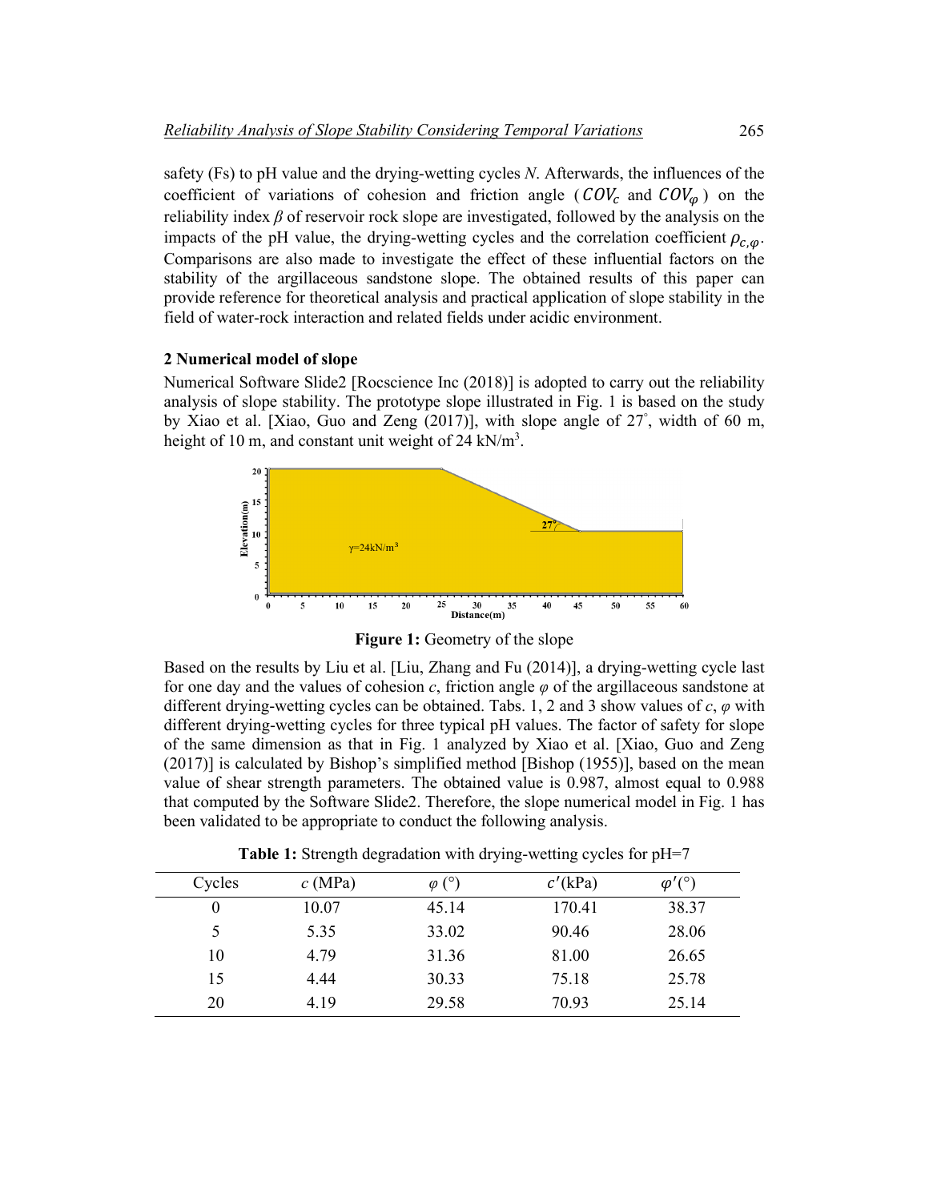safety (Fs) to pH value and the drying-wetting cycles *N*. Afterwards, the influences of the coefficient of variations of cohesion and friction angle ($COV_c$ and $COV_\varphi$) on the reliability index $\beta$ of reservoir rock slope are investigated, followed by the analysis on the impacts of the pH value, the drying-wetting cycles and the correlation coefficient $\rho_{c,\varphi}$. Comparisons are also made to investigate the effect of these influential factors on the stability of the argillaceous sandstone slope. The obtained results of this paper can provide reference for theoretical analysis and practical application of slope stability in the field of water-rock interaction and related fields under acidic environment.

## 2 Numerical model of slope

Numerical Software Slide2 [Rocscience Inc (2018)] is adopted to carry out the reliability analysis of slope stability. The prototype slope illustrated in Fig. 1 is based on the study by Xiao et al. [Xiao, Guo and Zeng (2017)], with slope angle of 27°, width of 60 m, height of 10 m, and constant unit weight of 24 kN/m$^3$.

**Figure 1:** Geometry of the slope

Based on the results by Liu et al. [Liu, Zhang and Fu (2014)], a drying-wetting cycle last for one day and the values of cohesion *c*, friction angle $\varphi$ of the argillaceous sandstone at different drying-wetting cycles can be obtained. Tabs. 1, 2 and 3 show values of *c*, $\varphi$ with different drying-wetting cycles for three typical pH values. The factor of safety for slope of the same dimension as that in Fig. 1 analyzed by Xiao et al. [Xiao, Guo and Zeng (2017)] is calculated by Bishop's simplified method [Bishop (1955)], based on the mean value of shear strength parameters. The obtained value is 0.987, almost equal to 0.988 that computed by the Software Slide2. Therefore, the slope numerical model in Fig. 1 has been validated to be appropriate to conduct the following analysis.

**Table 1:** Strength degradation with drying-wetting cycles for pH=7

| Cycles | $c$ (MPa) | $\varphi$ (°) | $c'$(kPa) | $\varphi'$(°) |
|---|---|---|---|---|
| 0 | 10.07 | 45.14 | 170.41 | 38.37 |
| 5 | 5.35 | 33.02 | 90.46 | 28.06 |
| 10 | 4.79 | 31.36 | 81.00 | 26.65 |
| 15 | 4.44 | 30.33 | 75.18 | 25.78 |
| 20 | 4.19 | 29.58 | 70.93 | 25.14 |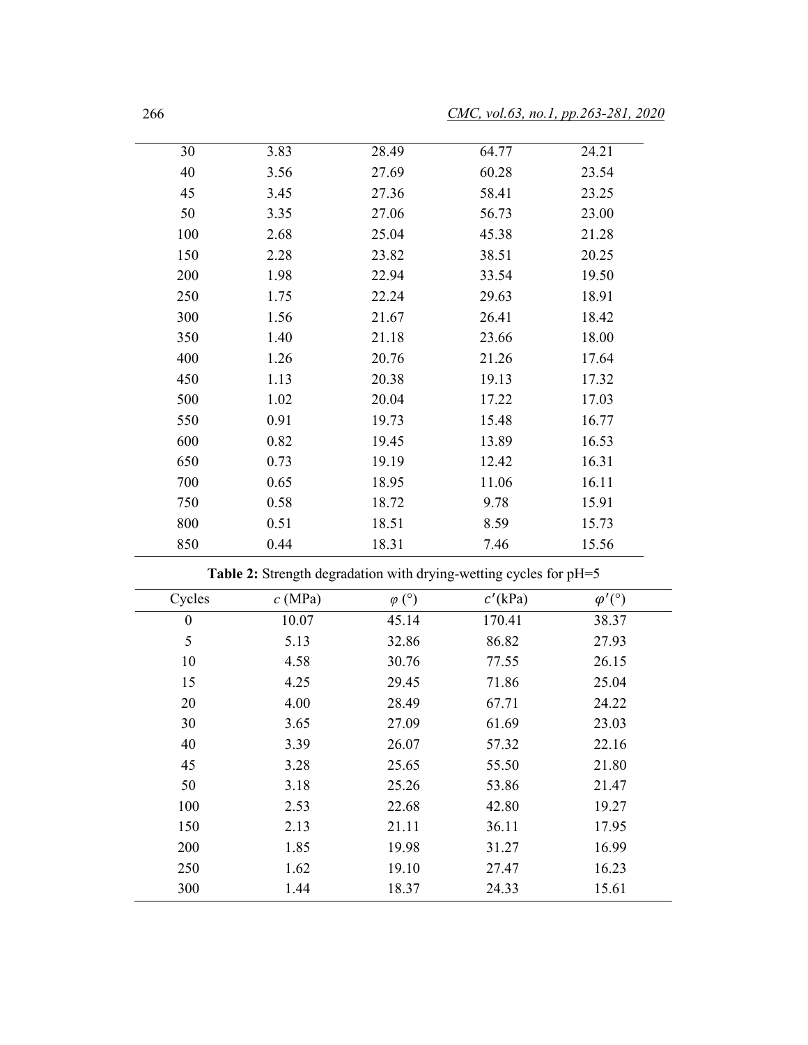| | | | | |
|---|---|---|---|---|
| 30 | 3.83 | 28.49 | 64.77 | 24.21 |
| 40 | 3.56 | 27.69 | 60.28 | 23.54 |
| 45 | 3.45 | 27.36 | 58.41 | 23.25 |
| 50 | 3.35 | 27.06 | 56.73 | 23.00 |
| 100 | 2.68 | 25.04 | 45.38 | 21.28 |
| 150 | 2.28 | 23.82 | 38.51 | 20.25 |
| 200 | 1.98 | 22.94 | 33.54 | 19.50 |
| 250 | 1.75 | 22.24 | 29.63 | 18.91 |
| 300 | 1.56 | 21.67 | 26.41 | 18.42 |
| 350 | 1.40 | 21.18 | 23.66 | 18.00 |
| 400 | 1.26 | 20.76 | 21.26 | 17.64 |
| 450 | 1.13 | 20.38 | 19.13 | 17.32 |
| 500 | 1.02 | 20.04 | 17.22 | 17.03 |
| 550 | 0.91 | 19.73 | 15.48 | 16.77 |
| 600 | 0.82 | 19.45 | 13.89 | 16.53 |
| 650 | 0.73 | 19.19 | 12.42 | 16.31 |
| 700 | 0.65 | 18.95 | 11.06 | 16.11 |
| 750 | 0.58 | 18.72 | 9.78 | 15.91 |
| 800 | 0.51 | 18.51 | 8.59 | 15.73 |
| 850 | 0.44 | 18.31 | 7.46 | 15.56 |

**Table 2:** Strength degradation with drying-wetting cycles for pH=5

| Cycles | $c$ (MPa) | $\varphi$ (°) | $c'$(kPa) | $\varphi'$(°) |
|---|---|---|---|---|
| 0 | 10.07 | 45.14 | 170.41 | 38.37 |
| 5 | 5.13 | 32.86 | 86.82 | 27.93 |
| 10 | 4.58 | 30.76 | 77.55 | 26.15 |
| 15 | 4.25 | 29.45 | 71.86 | 25.04 |
| 20 | 4.00 | 28.49 | 67.71 | 24.22 |
| 30 | 3.65 | 27.09 | 61.69 | 23.03 |
| 40 | 3.39 | 26.07 | 57.32 | 22.16 |
| 45 | 3.28 | 25.65 | 55.50 | 21.80 |
| 50 | 3.18 | 25.26 | 53.86 | 21.47 |
| 100 | 2.53 | 22.68 | 42.80 | 19.27 |
| 150 | 2.13 | 21.11 | 36.11 | 17.95 |
| 200 | 1.85 | 19.98 | 31.27 | 16.99 |
| 250 | 1.62 | 19.10 | 27.47 | 16.23 |
| 300 | 1.44 | 18.37 | 24.33 | 15.61 |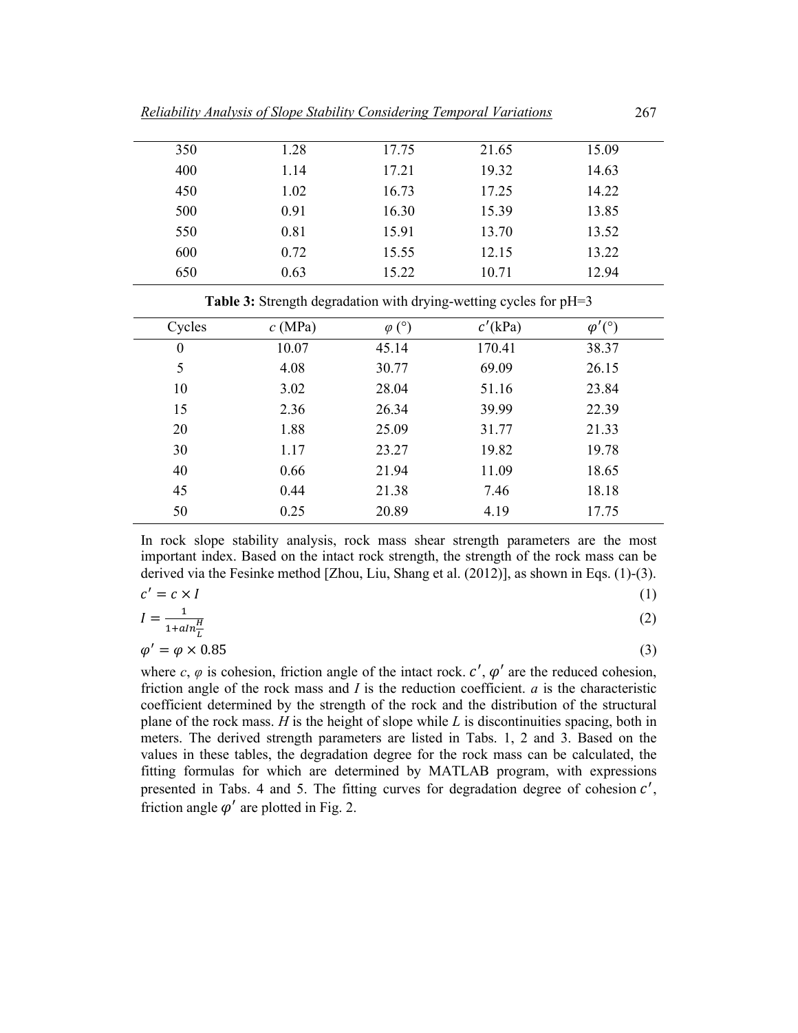| 350 | 1.28 | 17.75 | 21.65 | 15.09 |
|---|---|---|---|---|
| 400 | 1.14 | 17.21 | 19.32 | 14.63 |
| 450 | 1.02 | 16.73 | 17.25 | 14.22 |
| 500 | 0.91 | 16.30 | 15.39 | 13.85 |
| 550 | 0.81 | 15.91 | 13.70 | 13.52 |
| 600 | 0.72 | 15.55 | 12.15 | 13.22 |
| 650 | 0.63 | 15.22 | 10.71 | 12.94 |

**Table 3:** Strength degradation with drying-wetting cycles for pH=3

| Cycles | $c$ (MPa) | $\varphi$ (°) | $c'$(kPa) | $\varphi'$(°) |
|---|---|---|---|---|
| 0 | 10.07 | 45.14 | 170.41 | 38.37 |
| 5 | 4.08 | 30.77 | 69.09 | 26.15 |
| 10 | 3.02 | 28.04 | 51.16 | 23.84 |
| 15 | 2.36 | 26.34 | 39.99 | 22.39 |
| 20 | 1.88 | 25.09 | 31.77 | 21.33 |
| 30 | 1.17 | 23.27 | 19.82 | 19.78 |
| 40 | 0.66 | 21.94 | 11.09 | 18.65 |
| 45 | 0.44 | 21.38 | 7.46 | 18.18 |
| 50 | 0.25 | 20.89 | 4.19 | 17.75 |

In rock slope stability analysis, rock mass shear strength parameters are the most important index. Based on the intact rock strength, the strength of the rock mass can be derived via the Fesinke method [Zhou, Liu, Shang et al. (2012)], as shown in Eqs. (1)-(3).

$$c' = c \times I \tag{1}$$

$$I = \frac{1}{1 + a\ln\frac{H}{L}} \tag{2}$$

$$\varphi' = \varphi \times 0.85 \tag{3}$$

where $c$, $\varphi$ is cohesion, friction angle of the intact rock. $c'$, $\varphi'$ are the reduced cohesion, friction angle of the rock mass and $I$ is the reduction coefficient. $a$ is the characteristic coefficient determined by the strength of the rock and the distribution of the structural plane of the rock mass. $H$ is the height of slope while $L$ is discontinuities spacing, both in meters. The derived strength parameters are listed in Tabs. 1, 2 and 3. Based on the values in these tables, the degradation degree for the rock mass can be calculated, the fitting formulas for which are determined by MATLAB program, with expressions presented in Tabs. 4 and 5. The fitting curves for degradation degree of cohesion $c'$, friction angle $\varphi'$ are plotted in Fig. 2.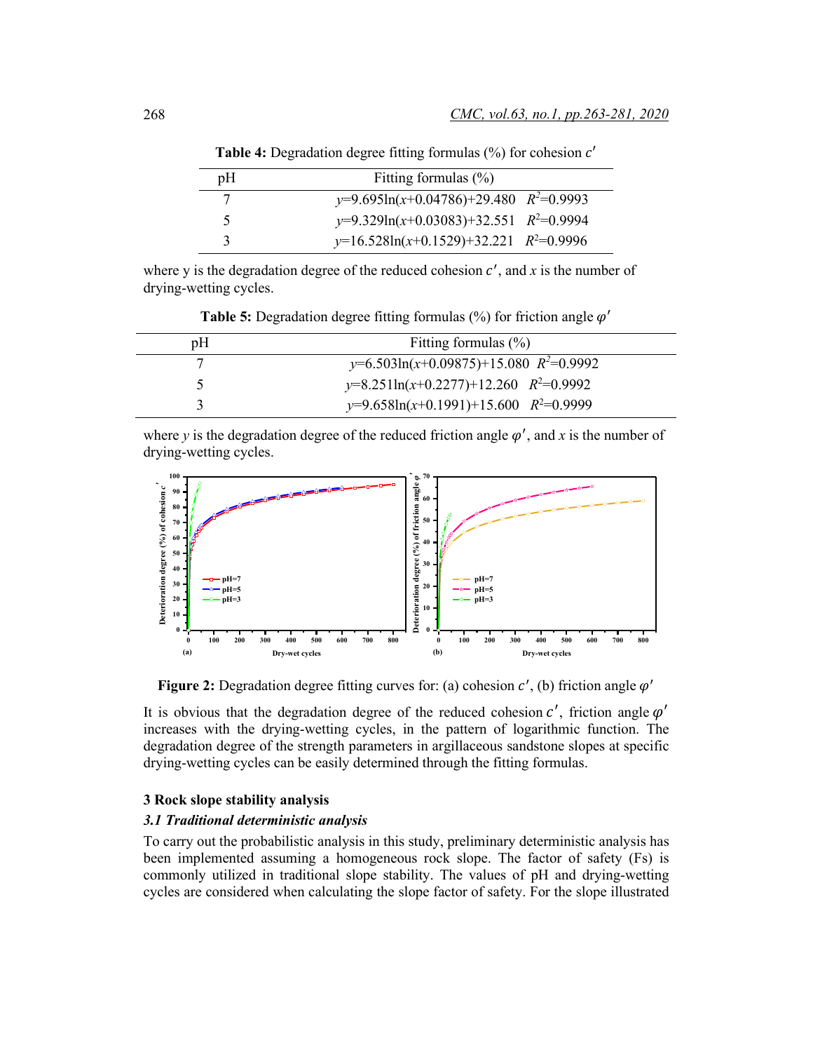**Table 4:** Degradation degree fitting formulas (%) for cohesion $c'$

| pH | Fitting formulas (%) |
|---|---|
| 7 | $y$=9.695ln($x$+0.04786)+29.480  $R^2$=0.9993 |
| 5 | $y$=9.329ln($x$+0.03083)+32.551  $R^2$=0.9994 |
| 3 | $y$=16.528ln($x$+0.1529)+32.221  $R^2$=0.9996 |

where y is the degradation degree of the reduced cohesion $c'$, and $x$ is the number of drying-wetting cycles.

**Table 5:** Degradation degree fitting formulas (%) for friction angle $\varphi'$

| pH | Fitting formulas (%) |
|---|---|
| 7 | $y$=6.503ln($x$+0.09875)+15.080  $R^2$=0.9992 |
| 5 | $y$=8.251ln($x$+0.2277)+12.260  $R^2$=0.9992 |
| 3 | $y$=9.658ln($x$+0.1991)+15.600  $R^2$=0.9999 |

where $y$ is the degradation degree of the reduced friction angle $\varphi'$, and $x$ is the number of drying-wetting cycles.

**Figure 2:** Degradation degree fitting curves for: (a) cohesion $c'$, (b) friction angle $\varphi'$

It is obvious that the degradation degree of the reduced cohesion $c'$, friction angle $\varphi'$ increases with the drying-wetting cycles, in the pattern of logarithmic function. The degradation degree of the strength parameters in argillaceous sandstone slopes at specific drying-wetting cycles can be easily determined through the fitting formulas.

## 3 Rock slope stability analysis

### *3.1 Traditional deterministic analysis*

To carry out the probabilistic analysis in this study, preliminary deterministic analysis has been implemented assuming a homogeneous rock slope. The factor of safety (Fs) is commonly utilized in traditional slope stability. The values of pH and drying-wetting cycles are considered when calculating the slope factor of safety. For the slope illustrated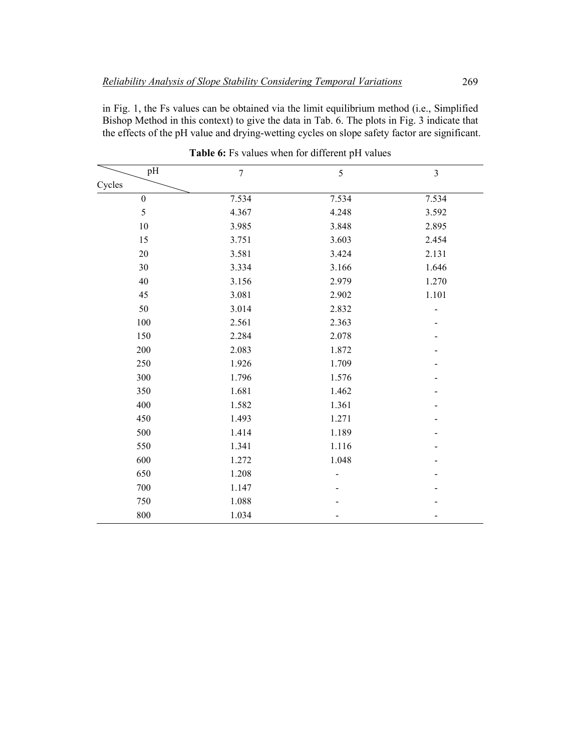in Fig. 1, the Fs values can be obtained via the limit equilibrium method (i.e., Simplified Bishop Method in this context) to give the data in Tab. 6. The plots in Fig. 3 indicate that the effects of the pH value and drying-wetting cycles on slope safety factor are significant.

**Table 6:** Fs values when for different pH values

| Cycles \ pH | 7 | 5 | 3 |
|---|---|---|---|
| 0 | 7.534 | 7.534 | 7.534 |
| 5 | 4.367 | 4.248 | 3.592 |
| 10 | 3.985 | 3.848 | 2.895 |
| 15 | 3.751 | 3.603 | 2.454 |
| 20 | 3.581 | 3.424 | 2.131 |
| 30 | 3.334 | 3.166 | 1.646 |
| 40 | 3.156 | 2.979 | 1.270 |
| 45 | 3.081 | 2.902 | 1.101 |
| 50 | 3.014 | 2.832 | - |
| 100 | 2.561 | 2.363 | - |
| 150 | 2.284 | 2.078 | - |
| 200 | 2.083 | 1.872 | - |
| 250 | 1.926 | 1.709 | - |
| 300 | 1.796 | 1.576 | - |
| 350 | 1.681 | 1.462 | - |
| 400 | 1.582 | 1.361 | - |
| 450 | 1.493 | 1.271 | - |
| 500 | 1.414 | 1.189 | - |
| 550 | 1.341 | 1.116 | - |
| 600 | 1.272 | 1.048 | - |
| 650 | 1.208 | - | - |
| 700 | 1.147 | - | - |
| 750 | 1.088 | - | - |
| 800 | 1.034 | - | - |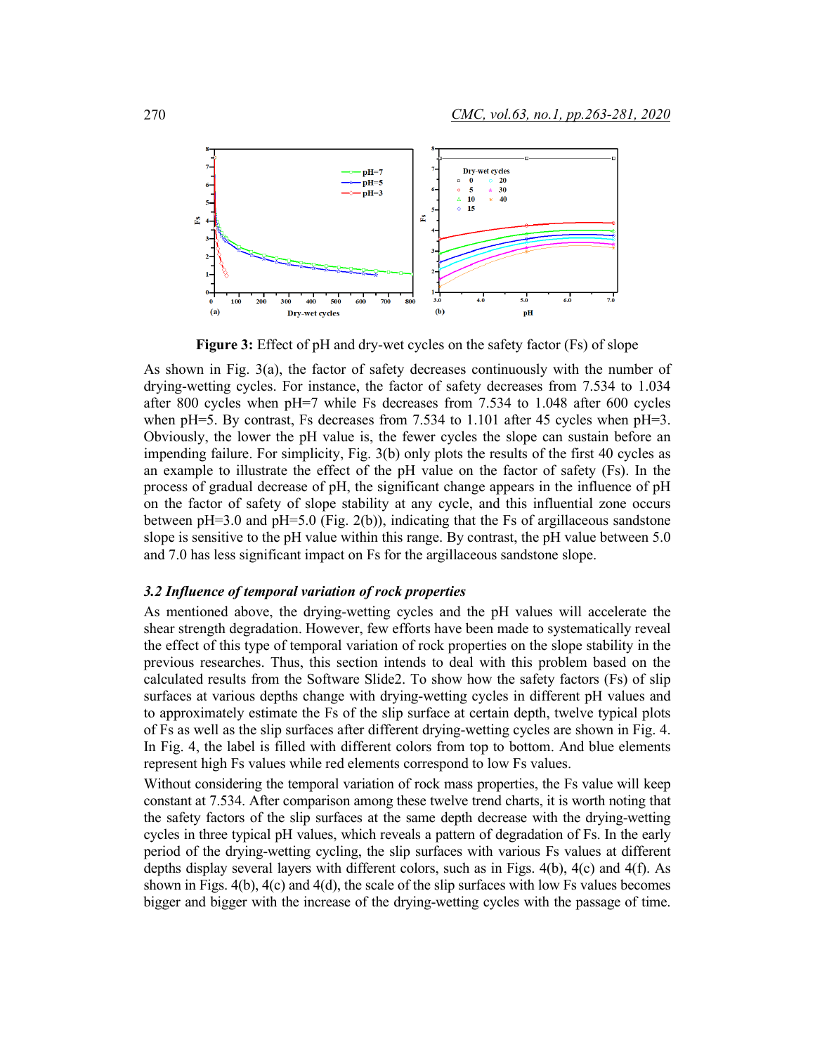**Figure 3:** Effect of pH and dry-wet cycles on the safety factor (Fs) of slope

As shown in Fig. 3(a), the factor of safety decreases continuously with the number of drying-wetting cycles. For instance, the factor of safety decreases from 7.534 to 1.034 after 800 cycles when pH=7 while Fs decreases from 7.534 to 1.048 after 600 cycles when pH=5. By contrast, Fs decreases from 7.534 to 1.101 after 45 cycles when pH=3. Obviously, the lower the pH value is, the fewer cycles the slope can sustain before an impending failure. For simplicity, Fig. 3(b) only plots the results of the first 40 cycles as an example to illustrate the effect of the pH value on the factor of safety (Fs). In the process of gradual decrease of pH, the significant change appears in the influence of pH on the factor of safety of slope stability at any cycle, and this influential zone occurs between pH=3.0 and pH=5.0 (Fig. 2(b)), indicating that the Fs of argillaceous sandstone slope is sensitive to the pH value within this range. By contrast, the pH value between 5.0 and 7.0 has less significant impact on Fs for the argillaceous sandstone slope.

### *3.2 Influence of temporal variation of rock properties*

As mentioned above, the drying-wetting cycles and the pH values will accelerate the shear strength degradation. However, few efforts have been made to systematically reveal the effect of this type of temporal variation of rock properties on the slope stability in the previous researches. Thus, this section intends to deal with this problem based on the calculated results from the Software Slide2. To show how the safety factors (Fs) of slip surfaces at various depths change with drying-wetting cycles in different pH values and to approximately estimate the Fs of the slip surface at certain depth, twelve typical plots of Fs as well as the slip surfaces after different drying-wetting cycles are shown in Fig. 4. In Fig. 4, the label is filled with different colors from top to bottom. And blue elements represent high Fs values while red elements correspond to low Fs values.

Without considering the temporal variation of rock mass properties, the Fs value will keep constant at 7.534. After comparison among these twelve trend charts, it is worth noting that the safety factors of the slip surfaces at the same depth decrease with the drying-wetting cycles in three typical pH values, which reveals a pattern of degradation of Fs. In the early period of the drying-wetting cycling, the slip surfaces with various Fs values at different depths display several layers with different colors, such as in Figs. 4(b), 4(c) and 4(f). As shown in Figs. 4(b), 4(c) and 4(d), the scale of the slip surfaces with low Fs values becomes bigger and bigger with the increase of the drying-wetting cycles with the passage of time.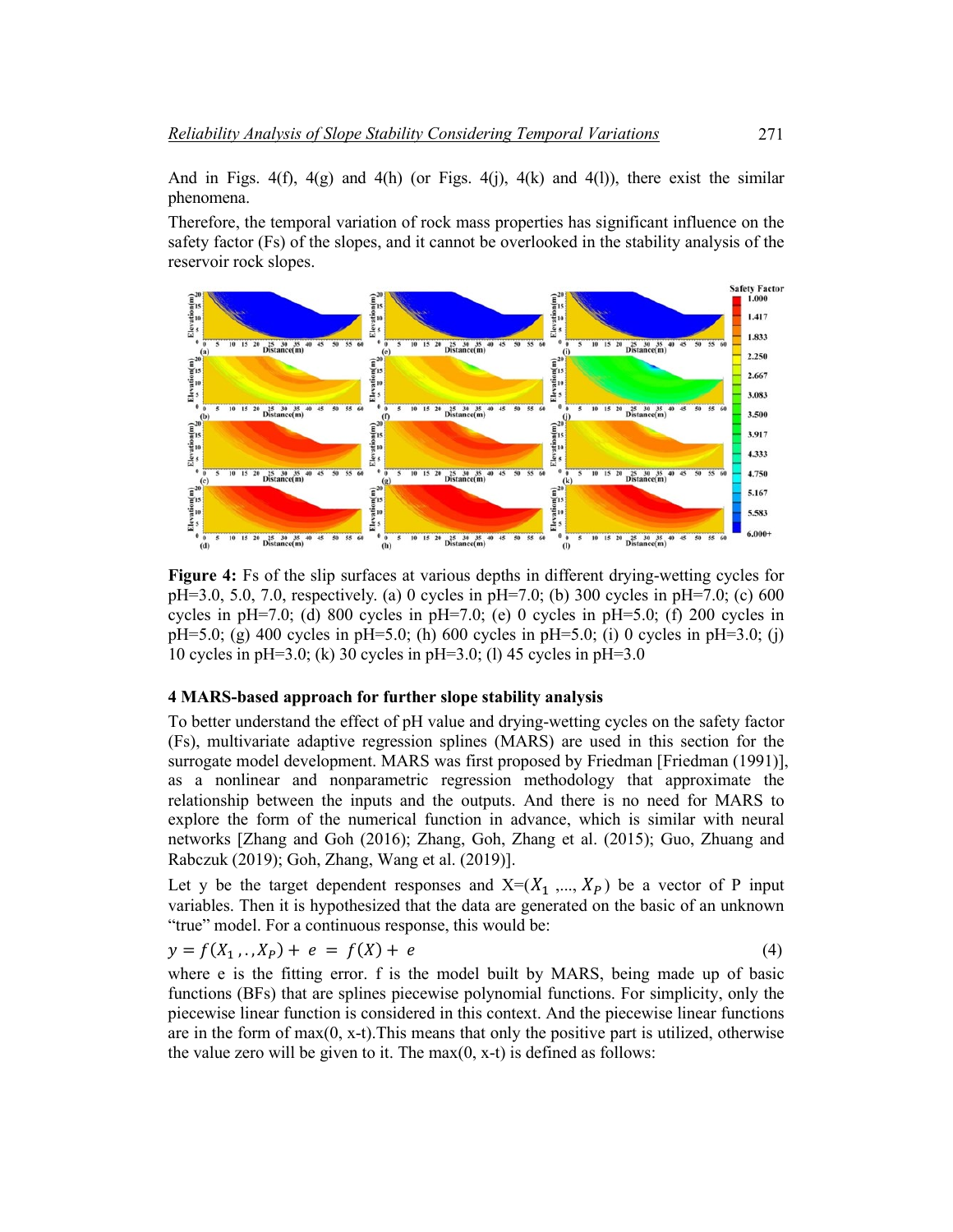And in Figs. 4(f), 4(g) and 4(h) (or Figs. 4(j), 4(k) and 4(l)), there exist the similar phenomena.

Therefore, the temporal variation of rock mass properties has significant influence on the safety factor (Fs) of the slopes, and it cannot be overlooked in the stability analysis of the reservoir rock slopes.

**Figure 4:** Fs of the slip surfaces at various depths in different drying-wetting cycles for pH=3.0, 5.0, 7.0, respectively. (a) 0 cycles in pH=7.0; (b) 300 cycles in pH=7.0; (c) 600 cycles in pH=7.0; (d) 800 cycles in pH=7.0; (e) 0 cycles in pH=5.0; (f) 200 cycles in pH=5.0; (g) 400 cycles in pH=5.0; (h) 600 cycles in pH=5.0; (i) 0 cycles in pH=3.0; (j) 10 cycles in pH=3.0; (k) 30 cycles in pH=3.0; (l) 45 cycles in pH=3.0

## 4 MARS-based approach for further slope stability analysis

To better understand the effect of pH value and drying-wetting cycles on the safety factor (Fs), multivariate adaptive regression splines (MARS) are used in this section for the surrogate model development. MARS was first proposed by Friedman [Friedman (1991)], as a nonlinear and nonparametric regression methodology that approximate the relationship between the inputs and the outputs. And there is no need for MARS to explore the form of the numerical function in advance, which is similar with neural networks [Zhang and Goh (2016); Zhang, Goh, Zhang et al. (2015); Guo, Zhuang and Rabczuk (2019); Goh, Zhang, Wang et al. (2019)].

Let y be the target dependent responses and $X=(X_1, ..., X_P)$ be a vector of P input variables. Then it is hypothesized that the data are generated on the basic of an unknown "true" model. For a continuous response, this would be:

$$y = f(X_1, .., X_P) + e = f(X) + e \tag{4}$$

where e is the fitting error. f is the model built by MARS, being made up of basic functions (BFs) that are splines piecewise polynomial functions. For simplicity, only the piecewise linear function is considered in this context. And the piecewise linear functions are in the form of max(0, x-t).This means that only the positive part is utilized, otherwise the value zero will be given to it. The max(0, x-t) is defined as follows: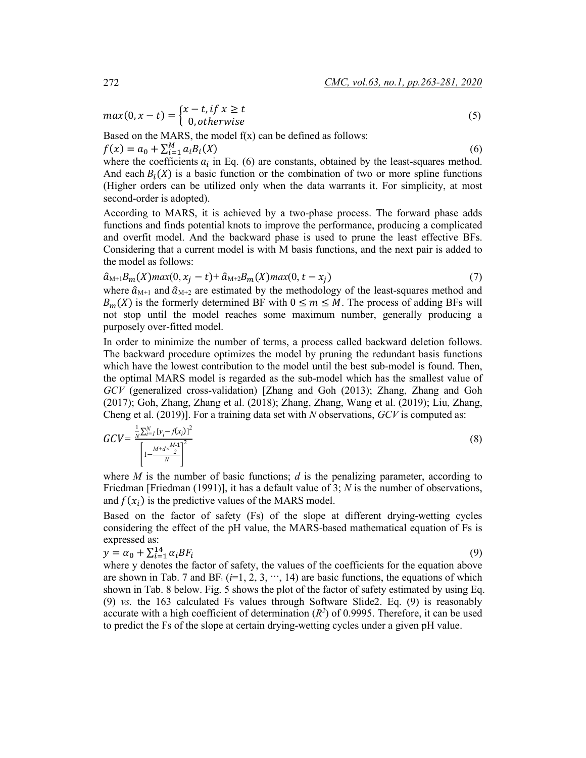$$max(0, x - t) = \begin{cases} x - t, if\ x \geq t \\ 0, otherwise \end{cases} \tag{5}$$

Based on the MARS, the model f(x) can be defined as follows:

$$f(x) = a_0 + \sum_{i=1}^{M} a_i B_i(X) \tag{6}$$

where the coefficients $a_i$ in Eq. (6) are constants, obtained by the least-squares method. And each $B_i(X)$ is a basic function or the combination of two or more spline functions (Higher orders can be utilized only when the data warrants it. For simplicity, at most second-order is adopted).

According to MARS, it is achieved by a two-phase process. The forward phase adds functions and finds potential knots to improve the performance, producing a complicated and overfit model. And the backward phase is used to prune the least effective BFs. Considering that a current model is with M basis functions, and the next pair is added to the model as follows:

$$\hat{a}_{M+1} B_m(X) max(0, x_j - t) + \hat{a}_{M+2} B_m(X) max(0, t - x_j) \tag{7}$$

where $\hat{a}_{M+1}$ and $\hat{a}_{M+2}$ are estimated by the methodology of the least-squares method and $B_m(X)$ is the formerly determined BF with $0 \leq m \leq M$. The process of adding BFs will not stop until the model reaches some maximum number, generally producing a purposely over-fitted model.

In order to minimize the number of terms, a process called backward deletion follows. The backward procedure optimizes the model by pruning the redundant basis functions which have the lowest contribution to the model until the best sub-model is found. Then, the optimal MARS model is regarded as the sub-model which has the smallest value of *GCV* (generalized cross-validation) [Zhang and Goh (2013); Zhang, Zhang and Goh (2017); Goh, Zhang, Zhang et al. (2018); Zhang, Zhang, Wang et al. (2019); Liu, Zhang, Cheng et al. (2019)]. For a training data set with *N* observations, *GCV* is computed as:

$$GCV = \frac{\frac{1}{N}\sum_{i=1}^{N}[y_i - f(x_i)]^2}{\left[1 - \frac{M + d \times \frac{M-1}{2}}{N}\right]^2} \tag{8}$$

where *M* is the number of basic functions; *d* is the penalizing parameter, according to Friedman [Friedman (1991)], it has a default value of 3; *N* is the number of observations, and $f(x_i)$ is the predictive values of the MARS model.

Based on the factor of safety (Fs) of the slope at different drying-wetting cycles considering the effect of the pH value, the MARS-based mathematical equation of Fs is expressed as:

$$y = \alpha_0 + \sum_{i=1}^{14} \alpha_i BF_i \tag{9}$$

where y denotes the factor of safety, the values of the coefficients for the equation above are shown in Tab. 7 and $BF_i$ ($i$=1, 2, 3, ⋯, 14) are basic functions, the equations of which shown in Tab. 8 below. Fig. 5 shows the plot of the factor of safety estimated by using Eq. (9) *vs.* the 163 calculated Fs values through Software Slide2. Eq. (9) is reasonably accurate with a high coefficient of determination ($R^2$) of 0.9995. Therefore, it can be used to predict the Fs of the slope at certain drying-wetting cycles under a given pH value.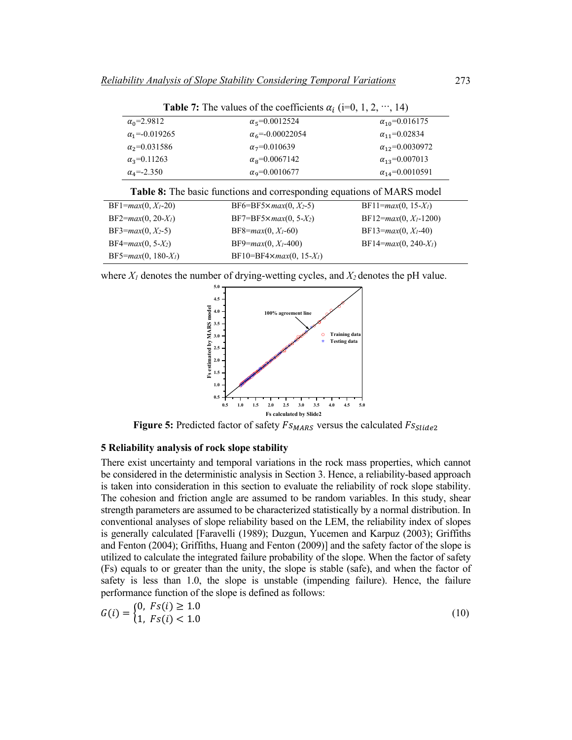**Table 7:** The values of the coefficients $\alpha_i$ (i=0, 1, 2, ⋯, 14)

| | | |
|---|---|---|
| $\alpha_0$=2.9812 | $\alpha_5$=0.0012524 | $\alpha_{10}$=0.016175 |
| $\alpha_1$=-0.019265 | $\alpha_6$=-0.00022054 | $\alpha_{11}$=0.02834 |
| $\alpha_2$=0.031586 | $\alpha_7$=0.010639 | $\alpha_{12}$=0.0030972 |
| $\alpha_3$=0.11263 | $\alpha_8$=0.0067142 | $\alpha_{13}$=0.007013 |
| $\alpha_4$=-2.350 | $\alpha_9$=0.0010677 | $\alpha_{14}$=0.0010591 |

**Table 8:** The basic functions and corresponding equations of MARS model

| | | |
|---|---|---|
| BF1=$max(0, X_1$-20) | BF6=BF5×$max(0, X_2$-5) | BF11=$max(0$, 15-$X_1)$ |
| BF2=$max(0$, 20-$X_1)$ | BF7=BF5×$max(0$, 5-$X_2)$ | BF12=$max(0, X_1$-1200) |
| BF3=$max(0, X_2$-5) | BF8=$max(0, X_1$-60) | BF13=$max(0, X_1$-40) |
| BF4=$max(0$, 5-$X_2)$ | BF9=$max(0, X_1$-400) | BF14=$max(0$, 240-$X_1)$ |
| BF5=$max(0$, 180-$X_1)$ | BF10=BF4×$max(0$, 15-$X_1)$ | |

where $X_1$ denotes the number of drying-wetting cycles, and $X_2$ denotes the pH value.

**Figure 5:** Predicted factor of safety $Fs_{MARS}$ versus the calculated $Fs_{Slide2}$

## 5 Reliability analysis of rock slope stability

There exist uncertainty and temporal variations in the rock mass properties, which cannot be considered in the deterministic analysis in Section 3. Hence, a reliability-based approach is taken into consideration in this section to evaluate the reliability of rock slope stability. The cohesion and friction angle are assumed to be random variables. In this study, shear strength parameters are assumed to be characterized statistically by a normal distribution. In conventional analyses of slope reliability based on the LEM, the reliability index of slopes is generally calculated [Faravelli (1989); Duzgun, Yucemen and Karpuz (2003); Griffiths and Fenton (2004); Griffiths, Huang and Fenton (2009)] and the safety factor of the slope is utilized to calculate the integrated failure probability of the slope. When the factor of safety (Fs) equals to or greater than the unity, the slope is stable (safe), and when the factor of safety is less than 1.0, the slope is unstable (impending failure). Hence, the failure performance function of the slope is defined as follows:

$$G(i) = \begin{cases} 0, & Fs(i) \geq 1.0 \\ 1, & Fs(i) < 1.0 \end{cases} \tag{10}$$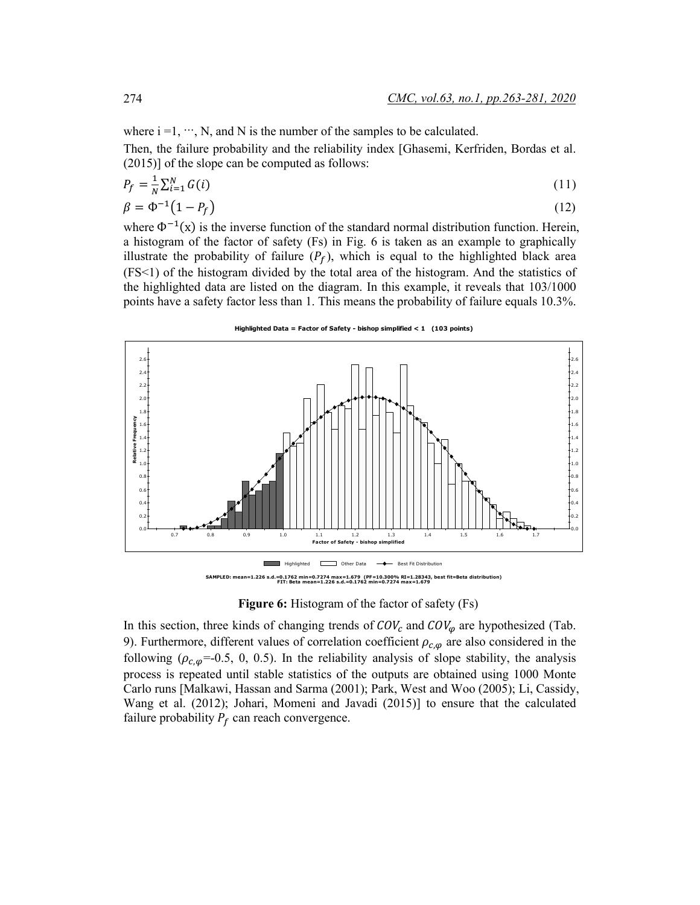where i =1, ⋯, N, and N is the number of the samples to be calculated.

Then, the failure probability and the reliability index [Ghasemi, Kerfriden, Bordas et al. (2015)] of the slope can be computed as follows:

$$P_f = \frac{1}{N}\sum_{i=1}^{N} G(i) \tag{11}$$

$$\beta = \Phi^{-1}\left(1 - P_f\right) \tag{12}$$

where $\Phi^{-1}(x)$ is the inverse function of the standard normal distribution function. Herein, a histogram of the factor of safety (Fs) in Fig. 6 is taken as an example to graphically illustrate the probability of failure ($P_f$), which is equal to the highlighted black area (FS<1) of the histogram divided by the total area of the histogram. And the statistics of the highlighted data are listed on the diagram. In this example, it reveals that 103/1000 points have a safety factor less than 1. This means the probability of failure equals 10.3%.

**Figure 6:** Histogram of the factor of safety (Fs)

In this section, three kinds of changing trends of $COV_c$ and $COV_\varphi$ are hypothesized (Tab. 9). Furthermore, different values of correlation coefficient $\rho_{c,\varphi}$ are also considered in the following ($\rho_{c,\varphi}$=-0.5, 0, 0.5). In the reliability analysis of slope stability, the analysis process is repeated until stable statistics of the outputs are obtained using 1000 Monte Carlo runs [Malkawi, Hassan and Sarma (2001); Park, West and Woo (2005); Li, Cassidy, Wang et al. (2012); Johari, Momeni and Javadi (2015)] to ensure that the calculated failure probability $P_f$ can reach convergence.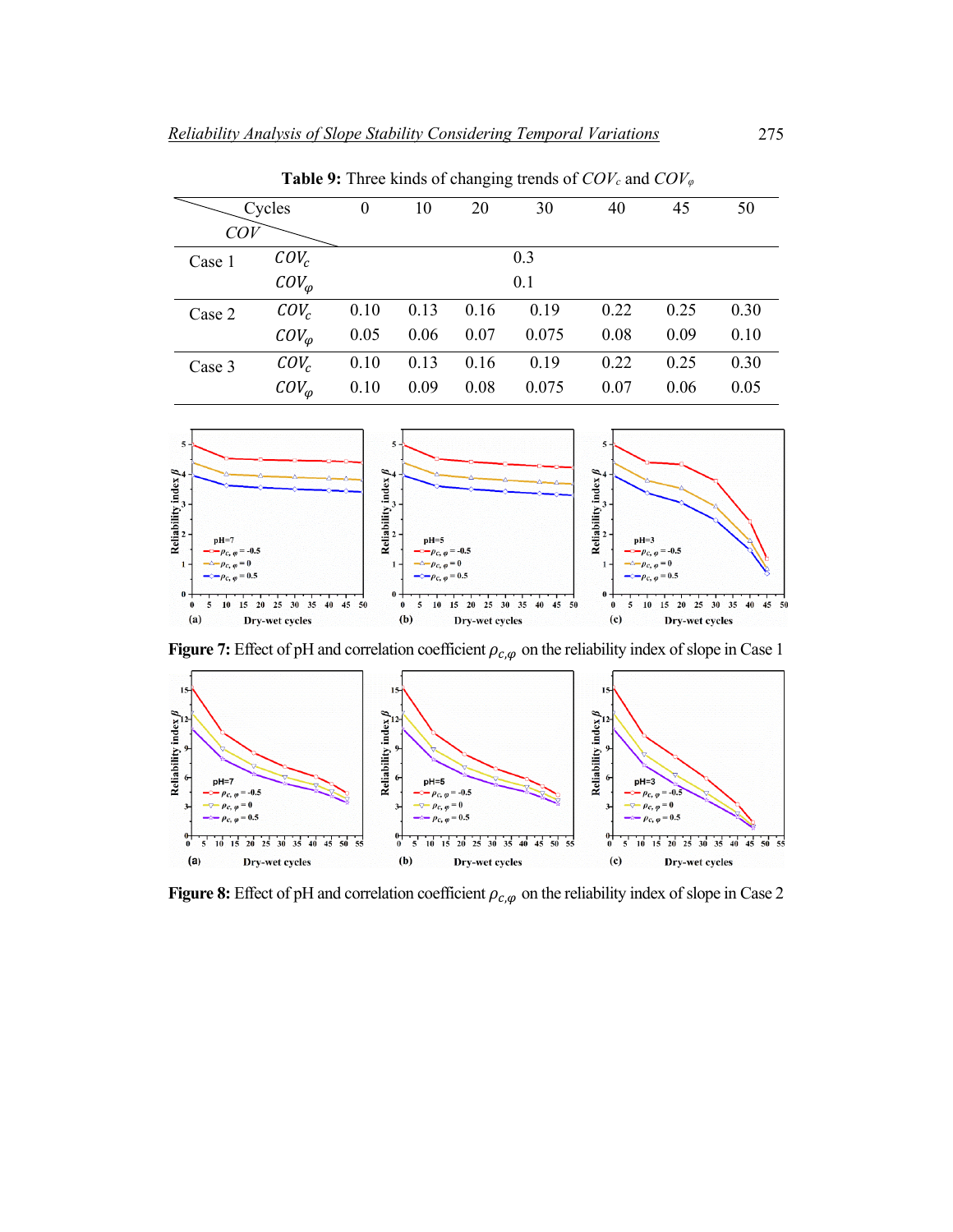**Table 9:** Three kinds of changing trends of $COV_c$ and $COV_\varphi$

| COV \ Cycles | | 0 | 10 | 20 | 30 | 40 | 45 | 50 |
|---|---|---|---|---|---|---|---|---|
| Case 1 | $COV_c$ | | | | 0.3 | | | |
| | $COV_\varphi$ | | | | 0.1 | | | |
| Case 2 | $COV_c$ | 0.10 | 0.13 | 0.16 | 0.19 | 0.22 | 0.25 | 0.30 |
| | $COV_\varphi$ | 0.05 | 0.06 | 0.07 | 0.075 | 0.08 | 0.09 | 0.10 |
| Case 3 | $COV_c$ | 0.10 | 0.13 | 0.16 | 0.19 | 0.22 | 0.25 | 0.30 |
| | $COV_\varphi$ | 0.10 | 0.09 | 0.08 | 0.075 | 0.07 | 0.06 | 0.05 |

**Figure 7:** Effect of pH and correlation coefficient $\rho_{c,\varphi}$ on the reliability index of slope in Case 1

**Figure 8:** Effect of pH and correlation coefficient $\rho_{c,\varphi}$ on the reliability index of slope in Case 2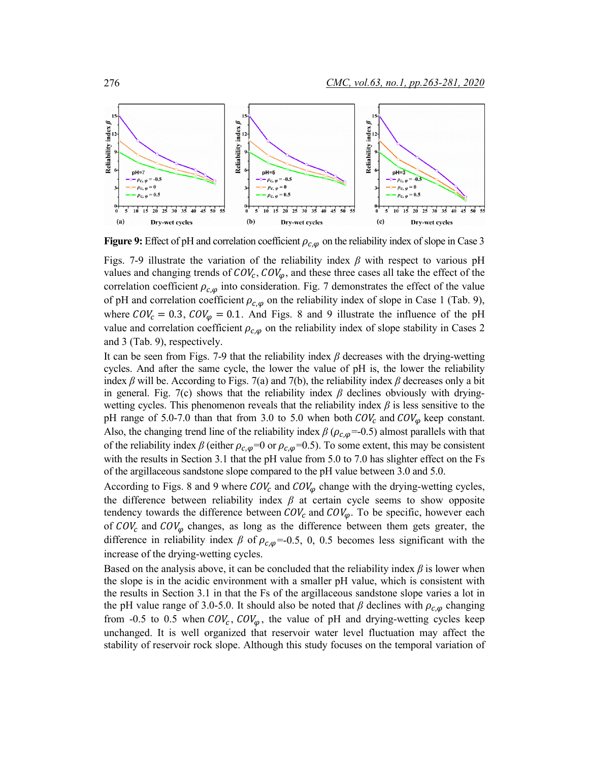**Figure 9:** Effect of pH and correlation coefficient $\rho_{c,\varphi}$ on the reliability index of slope in Case 3

Figs. 7-9 illustrate the variation of the reliability index $\beta$ with respect to various pH values and changing trends of $COV_c$, $COV_\varphi$, and these three cases all take the effect of the correlation coefficient $\rho_{c,\varphi}$ into consideration. Fig. 7 demonstrates the effect of the value of pH and correlation coefficient $\rho_{c,\varphi}$ on the reliability index of slope in Case 1 (Tab. 9), where $COV_c = 0.3$, $COV_\varphi = 0.1$. And Figs. 8 and 9 illustrate the influence of the pH value and correlation coefficient $\rho_{c,\varphi}$ on the reliability index of slope stability in Cases 2 and 3 (Tab. 9), respectively.

It can be seen from Figs. 7-9 that the reliability index $\beta$ decreases with the drying-wetting cycles. And after the same cycle, the lower the value of pH is, the lower the reliability index $\beta$ will be. According to Figs. 7(a) and 7(b), the reliability index $\beta$ decreases only a bit in general. Fig. 7(c) shows that the reliability index $\beta$ declines obviously with drying-wetting cycles. This phenomenon reveals that the reliability index $\beta$ is less sensitive to the pH range of 5.0-7.0 than that from 3.0 to 5.0 when both $COV_c$ and $COV_\varphi$ keep constant. Also, the changing trend line of the reliability index $\beta$ ($\rho_{c,\varphi}$=-0.5) almost parallels with that of the reliability index $\beta$ (either $\rho_{c,\varphi}$=0 or $\rho_{c,\varphi}$=0.5). To some extent, this may be consistent with the results in Section 3.1 that the pH value from 5.0 to 7.0 has slighter effect on the Fs of the argillaceous sandstone slope compared to the pH value between 3.0 and 5.0.

According to Figs. 8 and 9 where $COV_c$ and $COV_\varphi$ change with the drying-wetting cycles, the difference between reliability index $\beta$ at certain cycle seems to show opposite tendency towards the difference between $COV_c$ and $COV_\varphi$. To be specific, however each of $COV_c$ and $COV_\varphi$ changes, as long as the difference between them gets greater, the difference in reliability index $\beta$ of $\rho_{c,\varphi}$=-0.5, 0, 0.5 becomes less significant with the increase of the drying-wetting cycles.

Based on the analysis above, it can be concluded that the reliability index $\beta$ is lower when the slope is in the acidic environment with a smaller pH value, which is consistent with the results in Section 3.1 in that the Fs of the argillaceous sandstone slope varies a lot in the pH value range of 3.0-5.0. It should also be noted that $\beta$ declines with $\rho_{c,\varphi}$ changing from -0.5 to 0.5 when $COV_c$, $COV_\varphi$, the value of pH and drying-wetting cycles keep unchanged. It is well organized that reservoir water level fluctuation may affect the stability of reservoir rock slope. Although this study focuses on the temporal variation of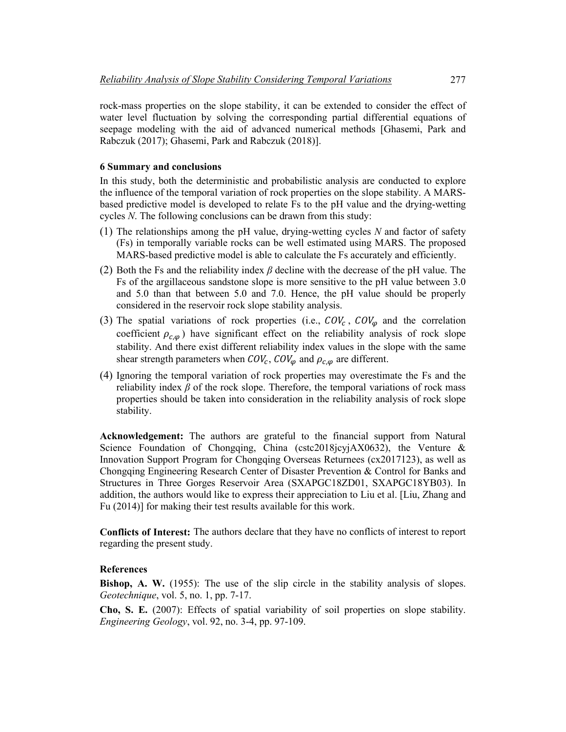rock-mass properties on the slope stability, it can be extended to consider the effect of water level fluctuation by solving the corresponding partial differential equations of seepage modeling with the aid of advanced numerical methods [Ghasemi, Park and Rabczuk (2017); Ghasemi, Park and Rabczuk (2018)].

## 6 Summary and conclusions

In this study, both the deterministic and probabilistic analysis are conducted to explore the influence of the temporal variation of rock properties on the slope stability. A MARS-based predictive model is developed to relate Fs to the pH value and the drying-wetting cycles *N*. The following conclusions can be drawn from this study:

(1) The relationships among the pH value, drying-wetting cycles *N* and factor of safety (Fs) in temporally variable rocks can be well estimated using MARS. The proposed MARS-based predictive model is able to calculate the Fs accurately and efficiently.

(2) Both the Fs and the reliability index $\beta$ decline with the decrease of the pH value. The Fs of the argillaceous sandstone slope is more sensitive to the pH value between 3.0 and 5.0 than that between 5.0 and 7.0. Hence, the pH value should be properly considered in the reservoir rock slope stability analysis.

(3) The spatial variations of rock properties (i.e., $COV_c$, $COV_\varphi$ and the correlation coefficient $\rho_{c,\varphi}$) have significant effect on the reliability analysis of rock slope stability. And there exist different reliability index values in the slope with the same shear strength parameters when $COV_c$, $COV_\varphi$ and $\rho_{c,\varphi}$ are different.

(4) Ignoring the temporal variation of rock properties may overestimate the Fs and the reliability index $\beta$ of the rock slope. Therefore, the temporal variations of rock mass properties should be taken into consideration in the reliability analysis of rock slope stability.

**Acknowledgement:** The authors are grateful to the financial support from Natural Science Foundation of Chongqing, China (cstc2018jcyjAX0632), the Venture & Innovation Support Program for Chongqing Overseas Returnees (cx2017123), as well as Chongqing Engineering Research Center of Disaster Prevention & Control for Banks and Structures in Three Gorges Reservoir Area (SXAPGC18ZD01, SXAPGC18YB03). In addition, the authors would like to express their appreciation to Liu et al. [Liu, Zhang and Fu (2014)] for making their test results available for this work.

**Conflicts of Interest:** The authors declare that they have no conflicts of interest to report regarding the present study.

## References

**Bishop, A. W.** (1955): The use of the slip circle in the stability analysis of slopes. *Geotechnique*, vol. 5, no. 1, pp. 7-17.

**Cho, S. E.** (2007): Effects of spatial variability of soil properties on slope stability. *Engineering Geology*, vol. 92, no. 3-4, pp. 97-109.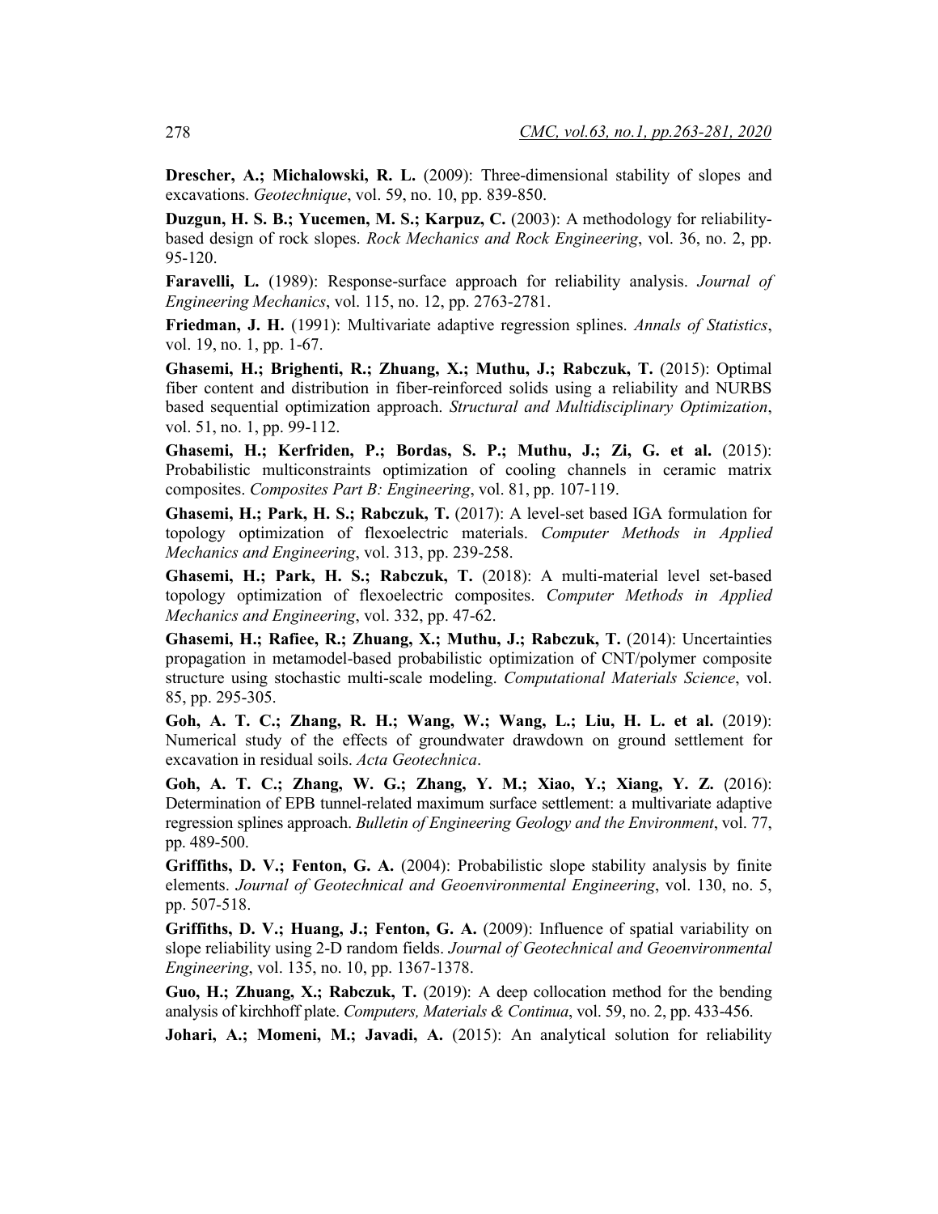**Drescher, A.; Michalowski, R. L.** (2009): Three-dimensional stability of slopes and excavations. *Geotechnique*, vol. 59, no. 10, pp. 839-850.

**Duzgun, H. S. B.; Yucemen, M. S.; Karpuz, C.** (2003): A methodology for reliability-based design of rock slopes. *Rock Mechanics and Rock Engineering*, vol. 36, no. 2, pp. 95-120.

**Faravelli, L.** (1989): Response-surface approach for reliability analysis. *Journal of Engineering Mechanics*, vol. 115, no. 12, pp. 2763-2781.

**Friedman, J. H.** (1991): Multivariate adaptive regression splines. *Annals of Statistics*, vol. 19, no. 1, pp. 1-67.

**Ghasemi, H.; Brighenti, R.; Zhuang, X.; Muthu, J.; Rabczuk, T.** (2015): Optimal fiber content and distribution in fiber-reinforced solids using a reliability and NURBS based sequential optimization approach. *Structural and Multidisciplinary Optimization*, vol. 51, no. 1, pp. 99-112.

**Ghasemi, H.; Kerfriden, P.; Bordas, S. P.; Muthu, J.; Zi, G. et al.** (2015): Probabilistic multiconstraints optimization of cooling channels in ceramic matrix composites. *Composites Part B: Engineering*, vol. 81, pp. 107-119.

**Ghasemi, H.; Park, H. S.; Rabczuk, T.** (2017): A level-set based IGA formulation for topology optimization of flexoelectric materials. *Computer Methods in Applied Mechanics and Engineering*, vol. 313, pp. 239-258.

**Ghasemi, H.; Park, H. S.; Rabczuk, T.** (2018): A multi-material level set-based topology optimization of flexoelectric composites. *Computer Methods in Applied Mechanics and Engineering*, vol. 332, pp. 47-62.

**Ghasemi, H.; Rafiee, R.; Zhuang, X.; Muthu, J.; Rabczuk, T.** (2014): Uncertainties propagation in metamodel-based probabilistic optimization of CNT/polymer composite structure using stochastic multi-scale modeling. *Computational Materials Science*, vol. 85, pp. 295-305.

**Goh, A. T. C.; Zhang, R. H.; Wang, W.; Wang, L.; Liu, H. L. et al.** (2019): Numerical study of the effects of groundwater drawdown on ground settlement for excavation in residual soils. *Acta Geotechnica*.

**Goh, A. T. C.; Zhang, W. G.; Zhang, Y. M.; Xiao, Y.; Xiang, Y. Z.** (2016): Determination of EPB tunnel-related maximum surface settlement: a multivariate adaptive regression splines approach. *Bulletin of Engineering Geology and the Environment*, vol. 77, pp. 489-500.

**Griffiths, D. V.; Fenton, G. A.** (2004): Probabilistic slope stability analysis by finite elements. *Journal of Geotechnical and Geoenvironmental Engineering*, vol. 130, no. 5, pp. 507-518.

**Griffiths, D. V.; Huang, J.; Fenton, G. A.** (2009): Influence of spatial variability on slope reliability using 2-D random fields. *Journal of Geotechnical and Geoenvironmental Engineering*, vol. 135, no. 10, pp. 1367-1378.

**Guo, H.; Zhuang, X.; Rabczuk, T.** (2019): A deep collocation method for the bending analysis of kirchhoff plate. *Computers, Materials & Continua*, vol. 59, no. 2, pp. 433-456.

**Johari, A.; Momeni, M.; Javadi, A.** (2015): An analytical solution for reliability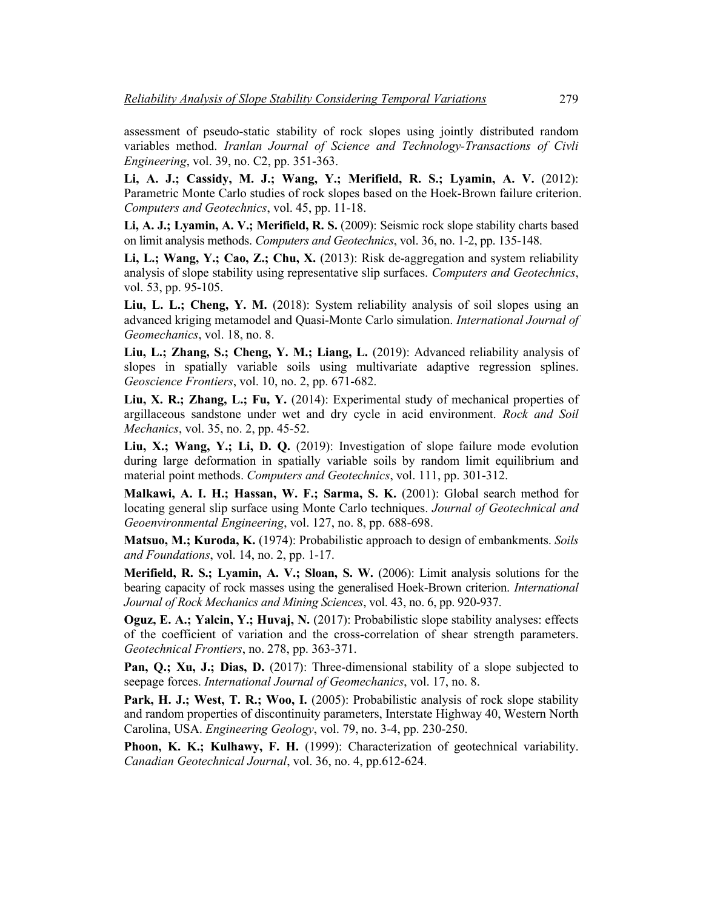assessment of pseudo-static stability of rock slopes using jointly distributed random variables method. *Iranlan Journal of Science and Technology-Transactions of Civli Engineering*, vol. 39, no. C2, pp. 351-363.

**Li, A. J.; Cassidy, M. J.; Wang, Y.; Merifield, R. S.; Lyamin, A. V.** (2012): Parametric Monte Carlo studies of rock slopes based on the Hoek-Brown failure criterion. *Computers and Geotechnics*, vol. 45, pp. 11-18.

**Li, A. J.; Lyamin, A. V.; Merifield, R. S.** (2009): Seismic rock slope stability charts based on limit analysis methods. *Computers and Geotechnics*, vol. 36, no. 1-2, pp. 135-148.

**Li, L.; Wang, Y.; Cao, Z.; Chu, X.** (2013): Risk de-aggregation and system reliability analysis of slope stability using representative slip surfaces. *Computers and Geotechnics*, vol. 53, pp. 95-105.

**Liu, L. L.; Cheng, Y. M.** (2018): System reliability analysis of soil slopes using an advanced kriging metamodel and Quasi-Monte Carlo simulation. *International Journal of Geomechanics*, vol. 18, no. 8.

**Liu, L.; Zhang, S.; Cheng, Y. M.; Liang, L.** (2019): Advanced reliability analysis of slopes in spatially variable soils using multivariate adaptive regression splines. *Geoscience Frontiers*, vol. 10, no. 2, pp. 671-682.

**Liu, X. R.; Zhang, L.; Fu, Y.** (2014): Experimental study of mechanical properties of argillaceous sandstone under wet and dry cycle in acid environment. *Rock and Soil Mechanics*, vol. 35, no. 2, pp. 45-52.

**Liu, X.; Wang, Y.; Li, D. Q.** (2019): Investigation of slope failure mode evolution during large deformation in spatially variable soils by random limit equilibrium and material point methods. *Computers and Geotechnics*, vol. 111, pp. 301-312.

**Malkawi, A. I. H.; Hassan, W. F.; Sarma, S. K.** (2001): Global search method for locating general slip surface using Monte Carlo techniques. *Journal of Geotechnical and Geoenvironmental Engineering*, vol. 127, no. 8, pp. 688-698.

**Matsuo, M.; Kuroda, K.** (1974): Probabilistic approach to design of embankments. *Soils and Foundations*, vol. 14, no. 2, pp. 1-17.

**Merifield, R. S.; Lyamin, A. V.; Sloan, S. W.** (2006): Limit analysis solutions for the bearing capacity of rock masses using the generalised Hoek-Brown criterion. *International Journal of Rock Mechanics and Mining Sciences*, vol. 43, no. 6, pp. 920-937.

**Oguz, E. A.; Yalcin, Y.; Huvaj, N.** (2017): Probabilistic slope stability analyses: effects of the coefficient of variation and the cross-correlation of shear strength parameters. *Geotechnical Frontiers*, no. 278, pp. 363-371.

**Pan, Q.; Xu, J.; Dias, D.** (2017): Three-dimensional stability of a slope subjected to seepage forces. *International Journal of Geomechanics*, vol. 17, no. 8.

**Park, H. J.; West, T. R.; Woo, I.** (2005): Probabilistic analysis of rock slope stability and random properties of discontinuity parameters, Interstate Highway 40, Western North Carolina, USA. *Engineering Geology*, vol. 79, no. 3-4, pp. 230-250.

**Phoon, K. K.; Kulhawy, F. H.** (1999): Characterization of geotechnical variability. *Canadian Geotechnical Journal*, vol. 36, no. 4, pp.612-624.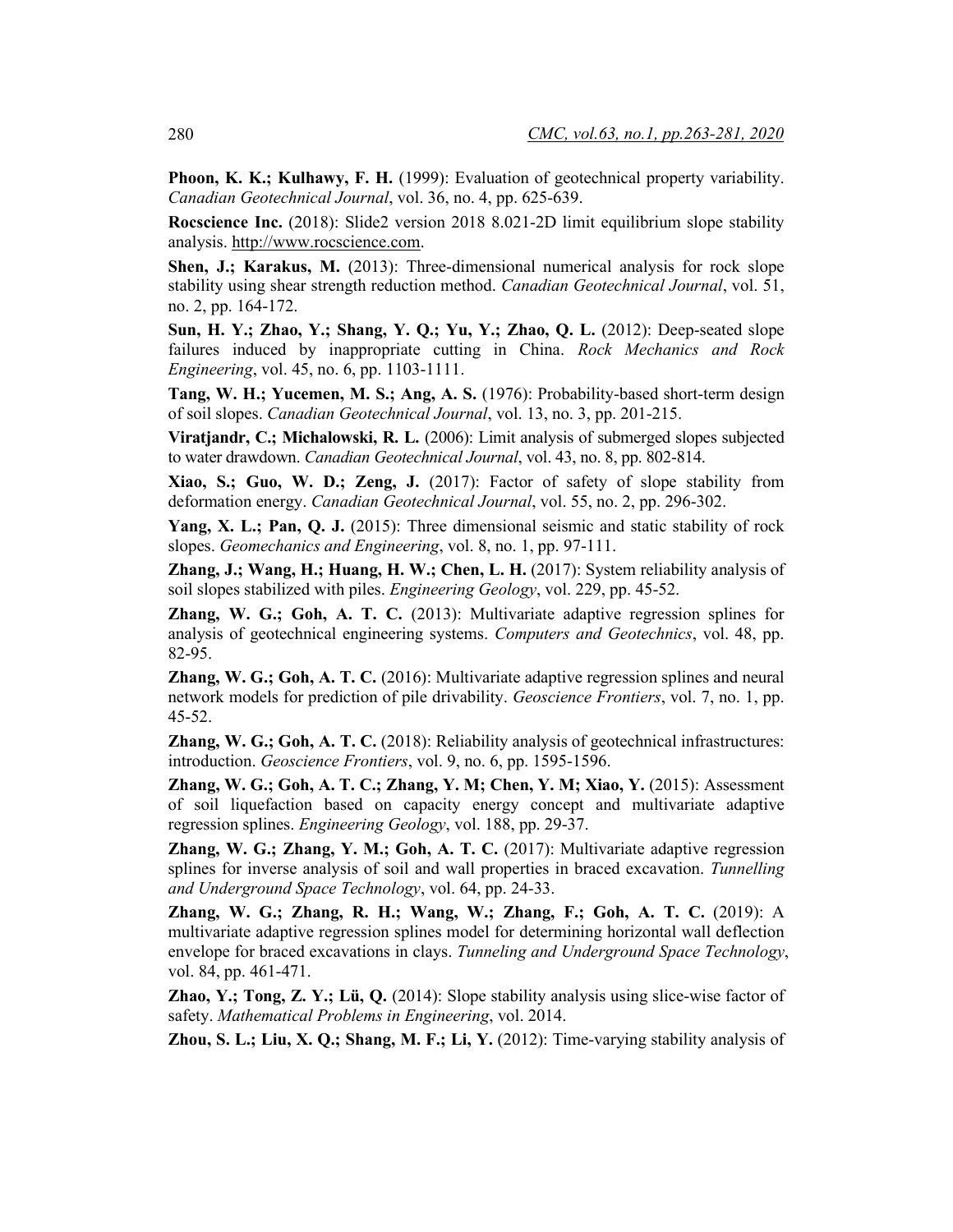**Phoon, K. K.; Kulhawy, F. H.** (1999): Evaluation of geotechnical property variability. *Canadian Geotechnical Journal*, vol. 36, no. 4, pp. 625-639.

**Rocscience Inc.** (2018): Slide2 version 2018 8.021-2D limit equilibrium slope stability analysis. http://www.rocscience.com.

**Shen, J.; Karakus, M.** (2013): Three-dimensional numerical analysis for rock slope stability using shear strength reduction method. *Canadian Geotechnical Journal*, vol. 51, no. 2, pp. 164-172.

**Sun, H. Y.; Zhao, Y.; Shang, Y. Q.; Yu, Y.; Zhao, Q. L.** (2012): Deep-seated slope failures induced by inappropriate cutting in China. *Rock Mechanics and Rock Engineering*, vol. 45, no. 6, pp. 1103-1111.

**Tang, W. H.; Yucemen, M. S.; Ang, A. S.** (1976): Probability-based short-term design of soil slopes. *Canadian Geotechnical Journal*, vol. 13, no. 3, pp. 201-215.

**Viratjandr, C.; Michalowski, R. L.** (2006): Limit analysis of submerged slopes subjected to water drawdown. *Canadian Geotechnical Journal*, vol. 43, no. 8, pp. 802-814.

**Xiao, S.; Guo, W. D.; Zeng, J.** (2017): Factor of safety of slope stability from deformation energy. *Canadian Geotechnical Journal*, vol. 55, no. 2, pp. 296-302.

**Yang, X. L.; Pan, Q. J.** (2015): Three dimensional seismic and static stability of rock slopes. *Geomechanics and Engineering*, vol. 8, no. 1, pp. 97-111.

**Zhang, J.; Wang, H.; Huang, H. W.; Chen, L. H.** (2017): System reliability analysis of soil slopes stabilized with piles. *Engineering Geology*, vol. 229, pp. 45-52.

**Zhang, W. G.; Goh, A. T. C.** (2013): Multivariate adaptive regression splines for analysis of geotechnical engineering systems. *Computers and Geotechnics*, vol. 48, pp. 82-95.

**Zhang, W. G.; Goh, A. T. C.** (2016): Multivariate adaptive regression splines and neural network models for prediction of pile drivability. *Geoscience Frontiers*, vol. 7, no. 1, pp. 45-52.

**Zhang, W. G.; Goh, A. T. C.** (2018): Reliability analysis of geotechnical infrastructures: introduction. *Geoscience Frontiers*, vol. 9, no. 6, pp. 1595-1596.

**Zhang, W. G.; Goh, A. T. C.; Zhang, Y. M; Chen, Y. M; Xiao, Y.** (2015): Assessment of soil liquefaction based on capacity energy concept and multivariate adaptive regression splines. *Engineering Geology*, vol. 188, pp. 29-37.

**Zhang, W. G.; Zhang, Y. M.; Goh, A. T. C.** (2017): Multivariate adaptive regression splines for inverse analysis of soil and wall properties in braced excavation. *Tunnelling and Underground Space Technology*, vol. 64, pp. 24-33.

**Zhang, W. G.; Zhang, R. H.; Wang, W.; Zhang, F.; Goh, A. T. C.** (2019): A multivariate adaptive regression splines model for determining horizontal wall deflection envelope for braced excavations in clays. *Tunneling and Underground Space Technology*, vol. 84, pp. 461-471.

**Zhao, Y.; Tong, Z. Y.; Lü, Q.** (2014): Slope stability analysis using slice-wise factor of safety. *Mathematical Problems in Engineering*, vol. 2014.

**Zhou, S. L.; Liu, X. Q.; Shang, M. F.; Li, Y.** (2012): Time-varying stability analysis of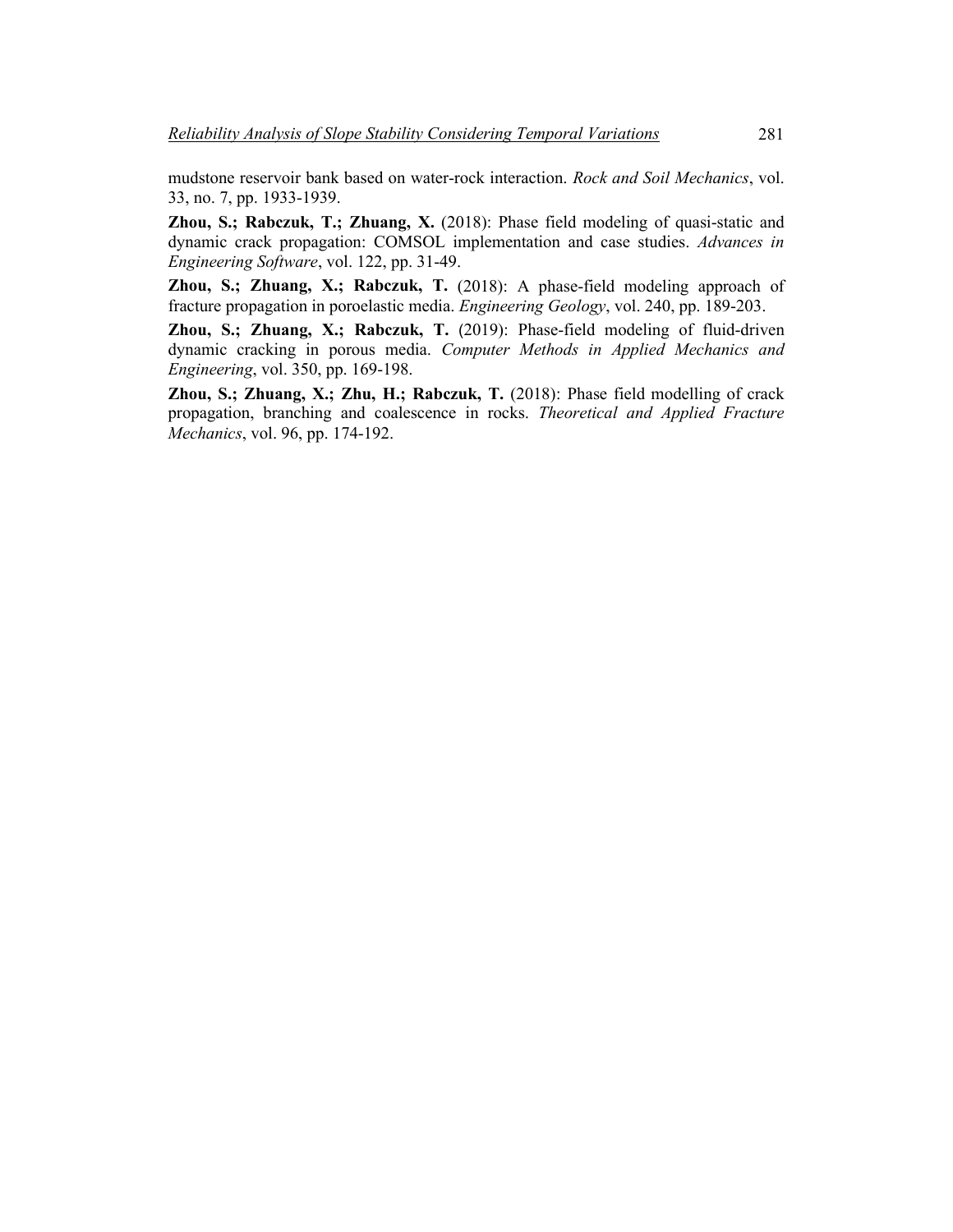mudstone reservoir bank based on water-rock interaction. *Rock and Soil Mechanics*, vol. 33, no. 7, pp. 1933-1939.

**Zhou, S.; Rabczuk, T.; Zhuang, X.** (2018): Phase field modeling of quasi-static and dynamic crack propagation: COMSOL implementation and case studies. *Advances in Engineering Software*, vol. 122, pp. 31-49.

**Zhou, S.; Zhuang, X.; Rabczuk, T.** (2018): A phase-field modeling approach of fracture propagation in poroelastic media. *Engineering Geology*, vol. 240, pp. 189-203.

**Zhou, S.; Zhuang, X.; Rabczuk, T.** (2019): Phase-field modeling of fluid-driven dynamic cracking in porous media. *Computer Methods in Applied Mechanics and Engineering*, vol. 350, pp. 169-198.

**Zhou, S.; Zhuang, X.; Zhu, H.; Rabczuk, T.** (2018): Phase field modelling of crack propagation, branching and coalescence in rocks. *Theoretical and Applied Fracture Mechanics*, vol. 96, pp. 174-192.